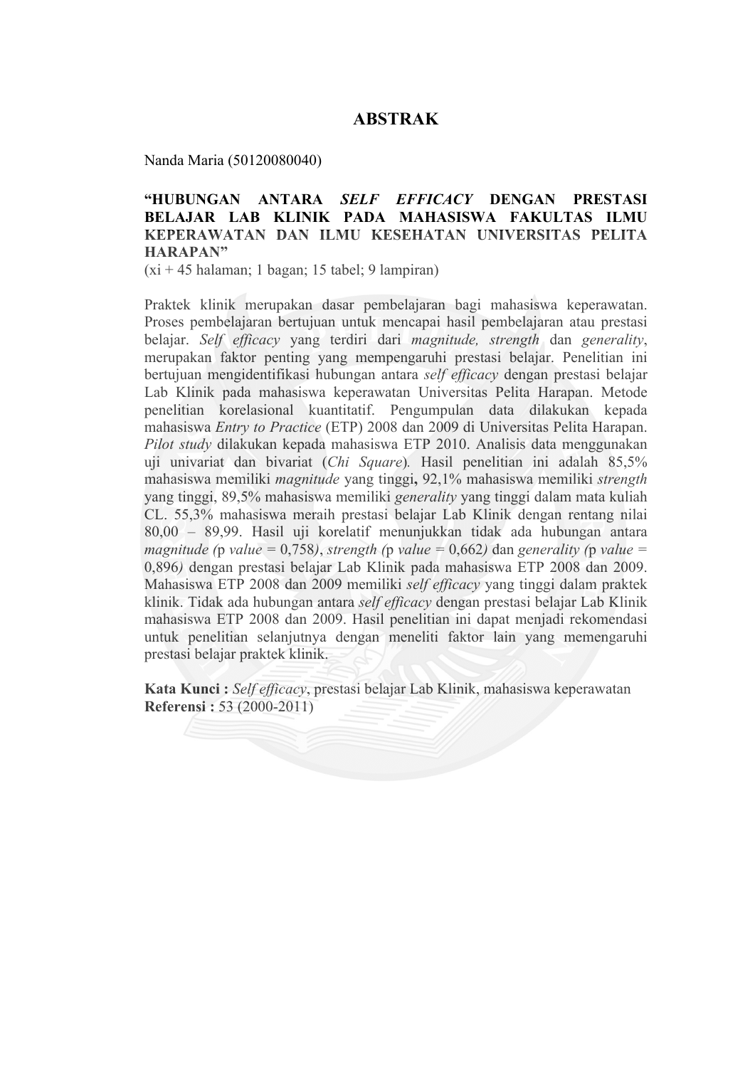# ABSTRAK

Nanda Maria (50120080040)

**"HUBUNGAN ANTARA *SELF EFFICACY* DENGAN PRESTASI BELAJAR LAB KLINIK PADA MAHASISWA FAKULTAS ILMU KEPERAWATAN DAN ILMU KESEHATAN UNIVERSITAS PELITA HARAPAN"**
(xi + 45 halaman; 1 bagan; 15 tabel; 9 lampiran)

Praktek klinik merupakan dasar pembelajaran bagi mahasiswa keperawatan. Proses pembelajaran bertujuan untuk mencapai hasil pembelajaran atau prestasi belajar. *Self efficacy* yang terdiri dari *magnitude, strength* dan *generality*, merupakan faktor penting yang mempengaruhi prestasi belajar. Penelitian ini bertujuan mengidentifikasi hubungan antara *self efficacy* dengan prestasi belajar Lab Klinik pada mahasiswa keperawatan Universitas Pelita Harapan. Metode penelitian korelasional kuantitatif. Pengumpulan data dilakukan kepada mahasiswa *Entry to Practice* (ETP) 2008 dan 2009 di Universitas Pelita Harapan. *Pilot study* dilakukan kepada mahasiswa ETP 2010. Analisis data menggunakan uji univariat dan bivariat (*Chi Square*). Hasil penelitian ini adalah 85,5% mahasiswa memiliki *magnitude* yang tinggi**,** 92,1% mahasiswa memiliki *strength* yang tinggi, 89,5% mahasiswa memiliki *generality* yang tinggi dalam mata kuliah CL. 55,3% mahasiswa meraih prestasi belajar Lab Klinik dengan rentang nilai 80,00 – 89,99. Hasil uji korelatif menunjukkan tidak ada hubungan antara *magnitude (*p *value* = 0,758*)*, *strength (*p *value* = 0,662*)* dan *generality (*p *value* = 0,896*)* dengan prestasi belajar Lab Klinik pada mahasiswa ETP 2008 dan 2009. Mahasiswa ETP 2008 dan 2009 memiliki *self efficacy* yang tinggi dalam praktek klinik. Tidak ada hubungan antara *self efficacy* dengan prestasi belajar Lab Klinik mahasiswa ETP 2008 dan 2009. Hasil penelitian ini dapat menjadi rekomendasi untuk penelitian selanjutnya dengan meneliti faktor lain yang memengaruhi prestasi belajar praktek klinik.

**Kata Kunci :** *Self efficacy*, prestasi belajar Lab Klinik, mahasiswa keperawatan
**Referensi :** 53 (2000-2011)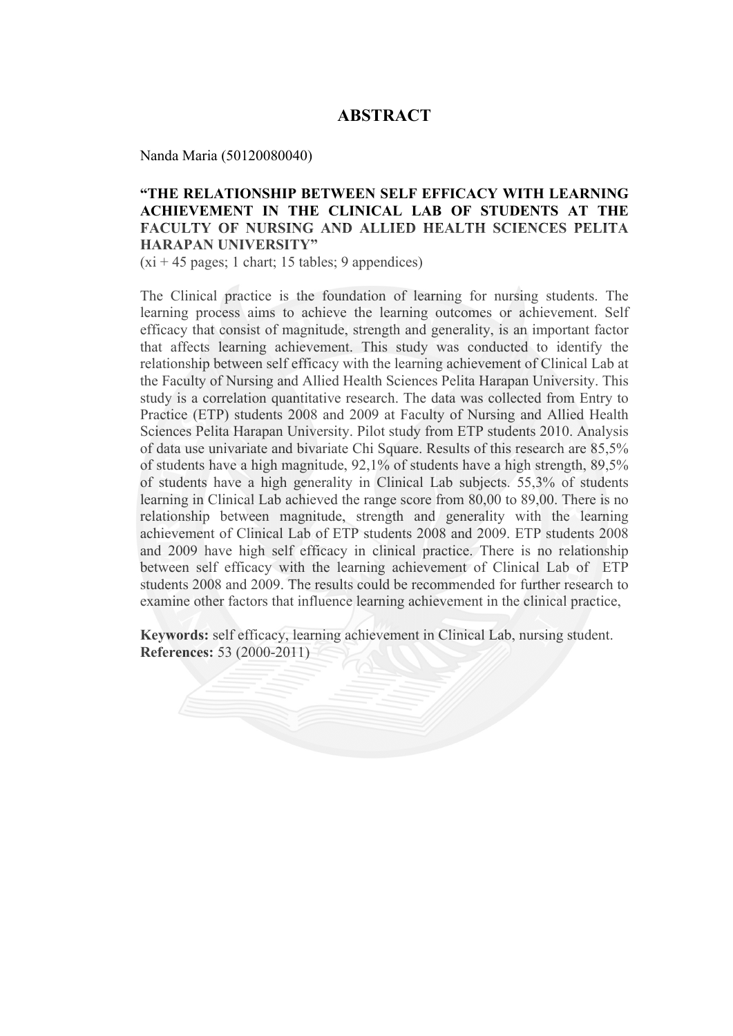# ABSTRACT

Nanda Maria (50120080040)

**"THE RELATIONSHIP BETWEEN SELF EFFICACY WITH LEARNING ACHIEVEMENT IN THE CLINICAL LAB OF STUDENTS AT THE FACULTY OF NURSING AND ALLIED HEALTH SCIENCES PELITA HARAPAN UNIVERSITY"**
(xi + 45 pages; 1 chart; 15 tables; 9 appendices)

The Clinical practice is the foundation of learning for nursing students. The learning process aims to achieve the learning outcomes or achievement. Self efficacy that consist of magnitude, strength and generality, is an important factor that affects learning achievement. This study was conducted to identify the relationship between self efficacy with the learning achievement of Clinical Lab at the Faculty of Nursing and Allied Health Sciences Pelita Harapan University. This study is a correlation quantitative research. The data was collected from Entry to Practice (ETP) students 2008 and 2009 at Faculty of Nursing and Allied Health Sciences Pelita Harapan University. Pilot study from ETP students 2010. Analysis of data use univariate and bivariate Chi Square. Results of this research are 85,5% of students have a high magnitude, 92,1% of students have a high strength, 89,5% of students have a high generality in Clinical Lab subjects. 55,3% of students learning in Clinical Lab achieved the range score from 80,00 to 89,00. There is no relationship between magnitude, strength and generality with the learning achievement of Clinical Lab of ETP students 2008 and 2009. ETP students 2008 and 2009 have high self efficacy in clinical practice. There is no relationship between self efficacy with the learning achievement of Clinical Lab of ETP students 2008 and 2009. The results could be recommended for further research to examine other factors that influence learning achievement in the clinical practice,

**Keywords:** self efficacy, learning achievement in Clinical Lab, nursing student.
**References:** 53 (2000-2011)